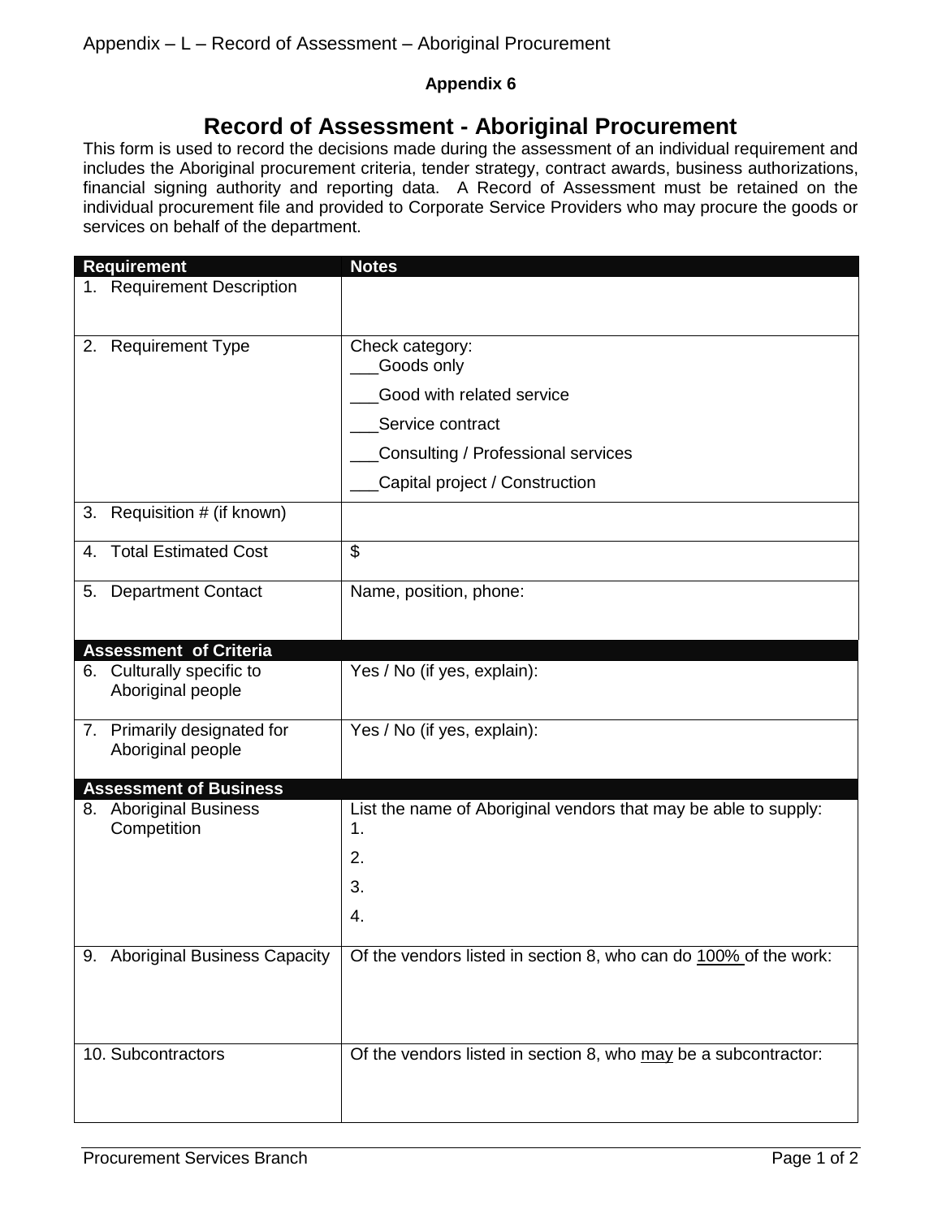Appendix – L – Record of Assessment – Aboriginal Procurement

**Appendix 6**

# Record of Assessment - Aboriginal Procurement

This form is used to record the decisions made during the assessment of an individual requirement and includes the Aboriginal procurement criteria, tender strategy, contract awards, business authorizations, financial signing authority and reporting data. A Record of Assessment must be retained on the individual procurement file and provided to Corporate Service Providers who may procure the goods or services on behalf of the department.

| **Requirement** | **Notes** |
|---|---|
| 1. Requirement Description | |
| 2. Requirement Type | Check category:<br>___Goods only<br>___Good with related service<br>___Service contract<br>___Consulting / Professional services<br>___Capital project / Construction |
| 3. Requisition # (if known) | |
| 4. Total Estimated Cost | $ |
| 5. Department Contact | Name, position, phone: |
| **Assessment of Criteria** | |
| 6. Culturally specific to Aboriginal people | Yes / No (if yes, explain): |
| 7. Primarily designated for Aboriginal people | Yes / No (if yes, explain): |
| **Assessment of Business** | |
| 8. Aboriginal Business Competition | List the name of Aboriginal vendors that may be able to supply:<br>1.<br>2.<br>3.<br>4. |
| 9. Aboriginal Business Capacity | Of the vendors listed in section 8, who can do <u>100%</u> of the work: |
| 10. Subcontractors | Of the vendors listed in section 8, who <u>may</u> be a subcontractor: |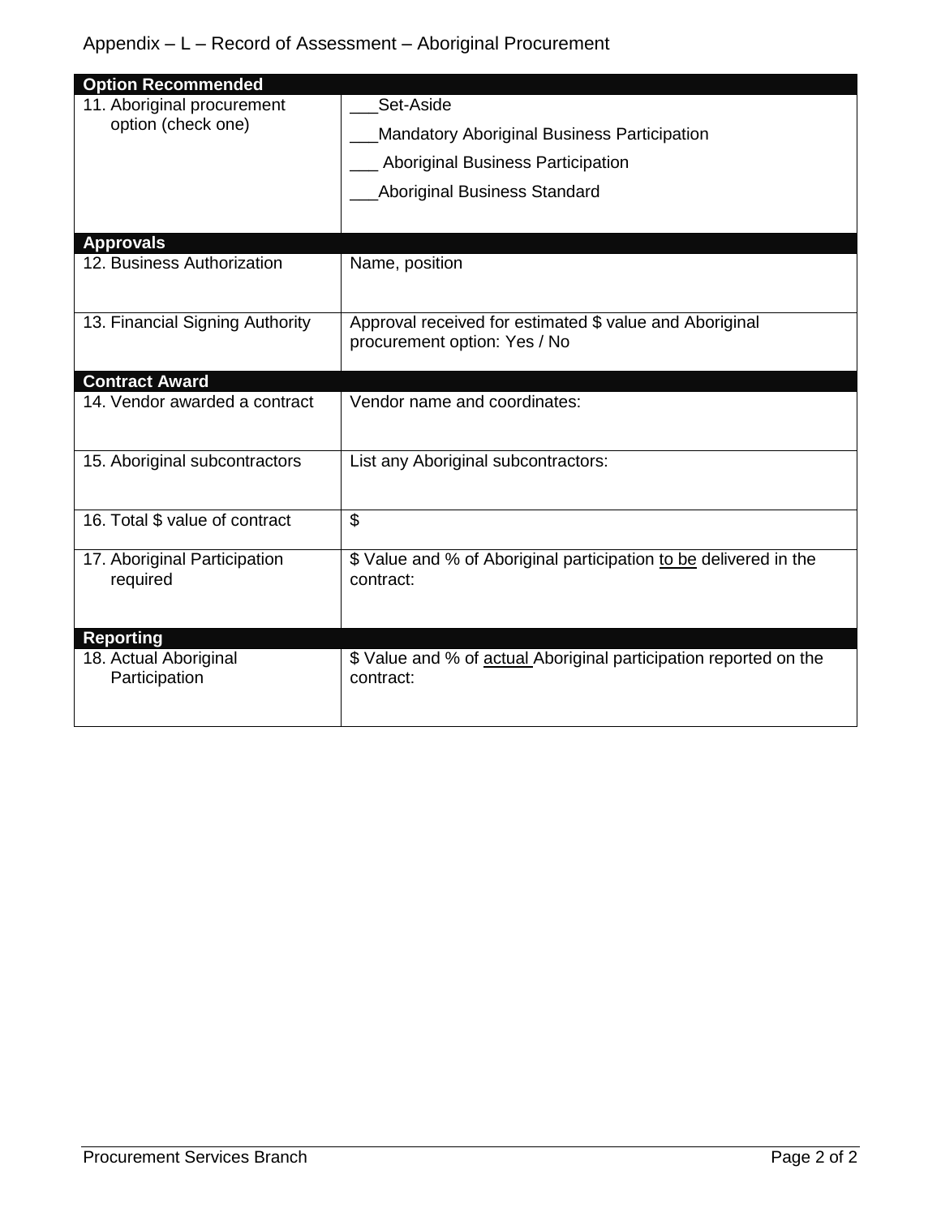Appendix – L – Record of Assessment – Aboriginal Procurement

| | |
|---|---|
| **Option Recommended** | |
| 11. Aboriginal procurement option (check one) | ___Set-Aside<br>___Mandatory Aboriginal Business Participation<br>___ Aboriginal Business Participation<br>___Aboriginal Business Standard |
| **Approvals** | |
| 12. Business Authorization | Name, position |
| 13. Financial Signing Authority | Approval received for estimated $ value and Aboriginal procurement option: Yes / No |
| **Contract Award** | |
| 14. Vendor awarded a contract | Vendor name and coordinates: |
| 15. Aboriginal subcontractors | List any Aboriginal subcontractors: |
| 16. Total $ value of contract | $ |
| 17. Aboriginal Participation required | $ Value and % of Aboriginal participation to be delivered in the contract: |
| **Reporting** | |
| 18. Actual Aboriginal Participation | $ Value and % of actual Aboriginal participation reported on the contract: |

Procurement Services Branch